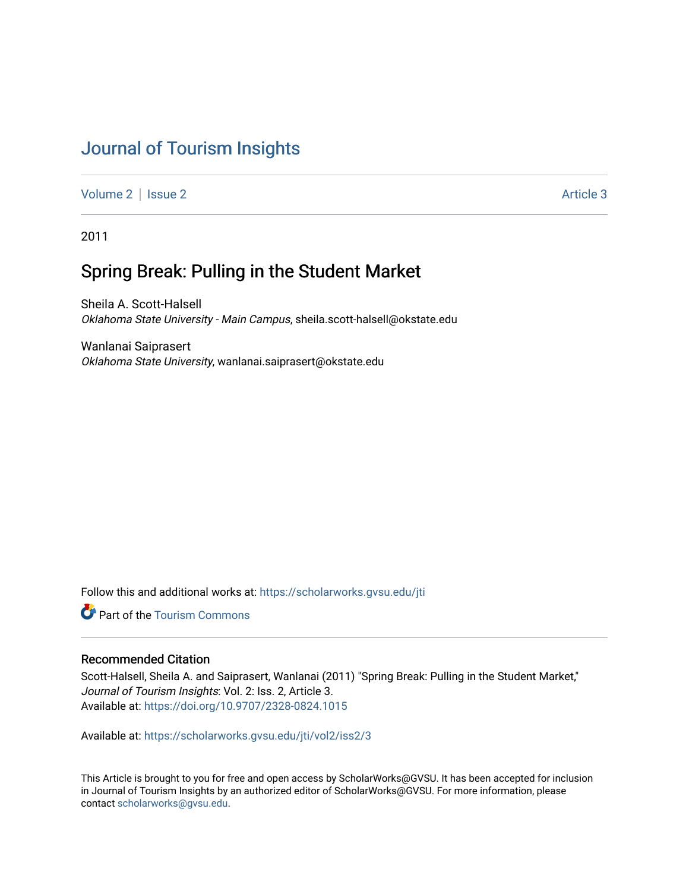# Journal of Tourism Insights

Volume 2 | Issue 2 Article 3

2011

## Spring Break: Pulling in the Student Market

Sheila A. Scott-Halsell
*Oklahoma State University - Main Campus*, sheila.scott-halsell@okstate.edu

Wanlanai Saiprasert
*Oklahoma State University*, wanlanai.saiprasert@okstate.edu

Follow this and additional works at: https://scholarworks.gvsu.edu/jti

Part of the Tourism Commons

### Recommended Citation

Scott-Halsell, Sheila A. and Saiprasert, Wanlanai (2011) "Spring Break: Pulling in the Student Market," *Journal of Tourism Insights*: Vol. 2: Iss. 2, Article 3.
Available at: https://doi.org/10.9707/2328-0824.1015

Available at: https://scholarworks.gvsu.edu/jti/vol2/iss2/3

This Article is brought to you for free and open access by ScholarWorks@GVSU. It has been accepted for inclusion in Journal of Tourism Insights by an authorized editor of ScholarWorks@GVSU. For more information, please contact scholarworks@gvsu.edu.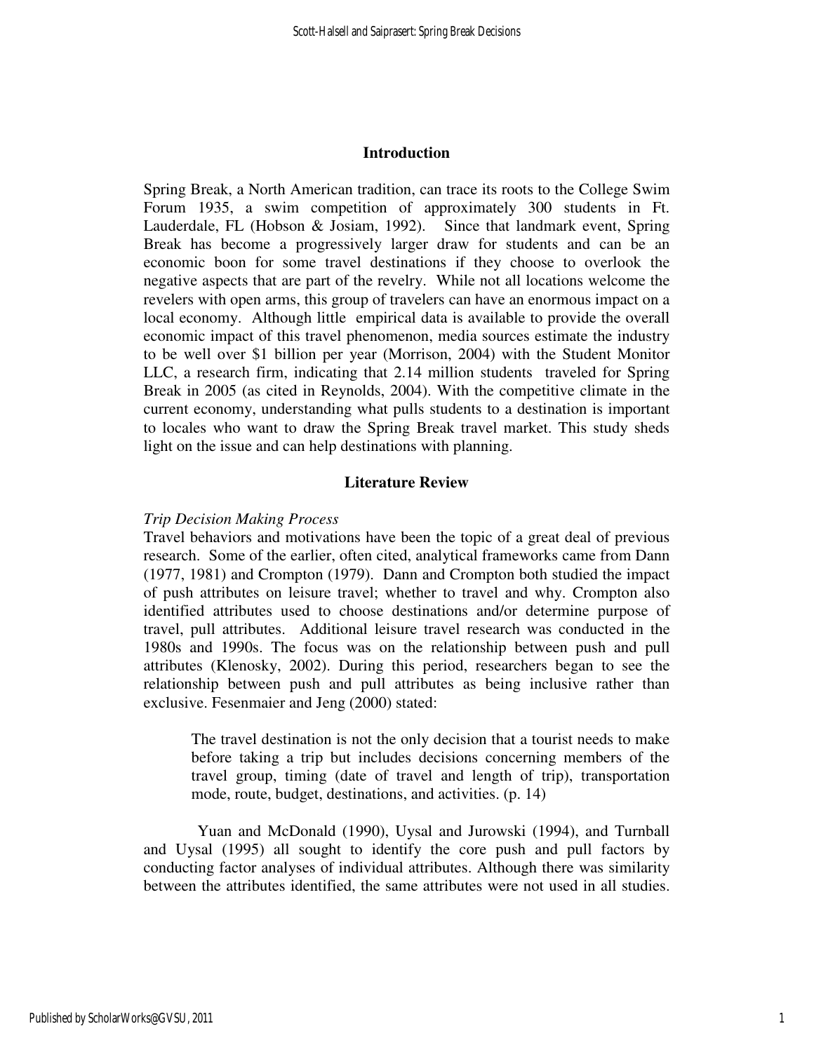## Introduction

Spring Break, a North American tradition, can trace its roots to the College Swim Forum 1935, a swim competition of approximately 300 students in Ft. Lauderdale, FL (Hobson & Josiam, 1992). Since that landmark event, Spring Break has become a progressively larger draw for students and can be an economic boon for some travel destinations if they choose to overlook the negative aspects that are part of the revelry. While not all locations welcome the revelers with open arms, this group of travelers can have an enormous impact on a local economy. Although little empirical data is available to provide the overall economic impact of this travel phenomenon, media sources estimate the industry to be well over $1 billion per year (Morrison, 2004) with the Student Monitor LLC, a research firm, indicating that 2.14 million students traveled for Spring Break in 2005 (as cited in Reynolds, 2004). With the competitive climate in the current economy, understanding what pulls students to a destination is important to locales who want to draw the Spring Break travel market. This study sheds light on the issue and can help destinations with planning.

## Literature Review

### *Trip Decision Making Process*

Travel behaviors and motivations have been the topic of a great deal of previous research. Some of the earlier, often cited, analytical frameworks came from Dann (1977, 1981) and Crompton (1979). Dann and Crompton both studied the impact of push attributes on leisure travel; whether to travel and why. Crompton also identified attributes used to choose destinations and/or determine purpose of travel, pull attributes. Additional leisure travel research was conducted in the 1980s and 1990s. The focus was on the relationship between push and pull attributes (Klenosky, 2002). During this period, researchers began to see the relationship between push and pull attributes as being inclusive rather than exclusive. Fesenmaier and Jeng (2000) stated:

> The travel destination is not the only decision that a tourist needs to make before taking a trip but includes decisions concerning members of the travel group, timing (date of travel and length of trip), transportation mode, route, budget, destinations, and activities. (p. 14)

Yuan and McDonald (1990), Uysal and Jurowski (1994), and Turnball and Uysal (1995) all sought to identify the core push and pull factors by conducting factor analyses of individual attributes. Although there was similarity between the attributes identified, the same attributes were not used in all studies.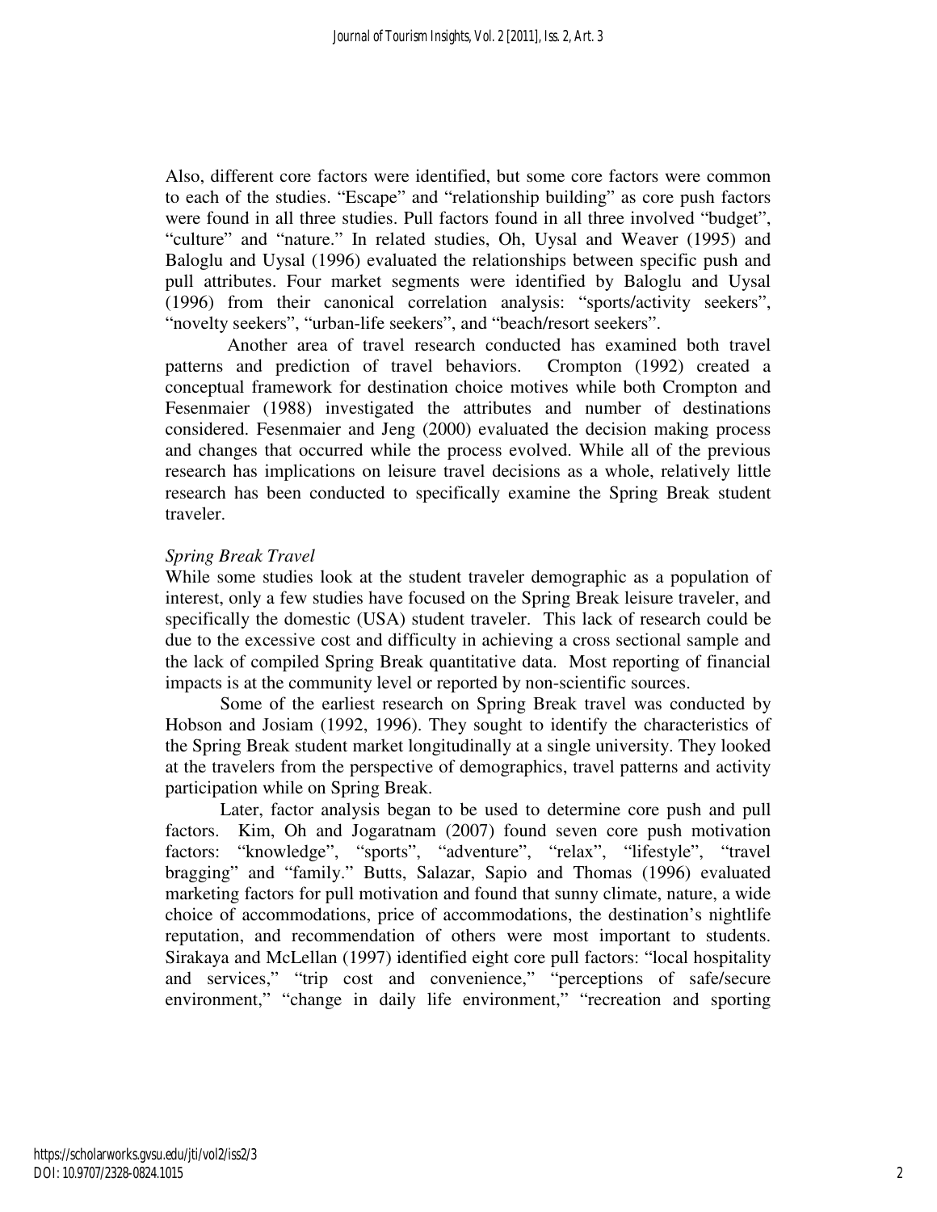Also, different core factors were identified, but some core factors were common to each of the studies. "Escape" and "relationship building" as core push factors were found in all three studies. Pull factors found in all three involved "budget", "culture" and "nature." In related studies, Oh, Uysal and Weaver (1995) and Baloglu and Uysal (1996) evaluated the relationships between specific push and pull attributes. Four market segments were identified by Baloglu and Uysal (1996) from their canonical correlation analysis: "sports/activity seekers", "novelty seekers", "urban-life seekers", and "beach/resort seekers".

Another area of travel research conducted has examined both travel patterns and prediction of travel behaviors. Crompton (1992) created a conceptual framework for destination choice motives while both Crompton and Fesenmaier (1988) investigated the attributes and number of destinations considered. Fesenmaier and Jeng (2000) evaluated the decision making process and changes that occurred while the process evolved. While all of the previous research has implications on leisure travel decisions as a whole, relatively little research has been conducted to specifically examine the Spring Break student traveler.

*Spring Break Travel*

While some studies look at the student traveler demographic as a population of interest, only a few studies have focused on the Spring Break leisure traveler, and specifically the domestic (USA) student traveler. This lack of research could be due to the excessive cost and difficulty in achieving a cross sectional sample and the lack of compiled Spring Break quantitative data. Most reporting of financial impacts is at the community level or reported by non-scientific sources.

Some of the earliest research on Spring Break travel was conducted by Hobson and Josiam (1992, 1996). They sought to identify the characteristics of the Spring Break student market longitudinally at a single university. They looked at the travelers from the perspective of demographics, travel patterns and activity participation while on Spring Break.

Later, factor analysis began to be used to determine core push and pull factors. Kim, Oh and Jogaratnam (2007) found seven core push motivation factors: "knowledge", "sports", "adventure", "relax", "lifestyle", "travel bragging" and "family." Butts, Salazar, Sapio and Thomas (1996) evaluated marketing factors for pull motivation and found that sunny climate, nature, a wide choice of accommodations, price of accommodations, the destination's nightlife reputation, and recommendation of others were most important to students. Sirakaya and McLellan (1997) identified eight core pull factors: "local hospitality and services," "trip cost and convenience," "perceptions of safe/secure environment," "change in daily life environment," "recreation and sporting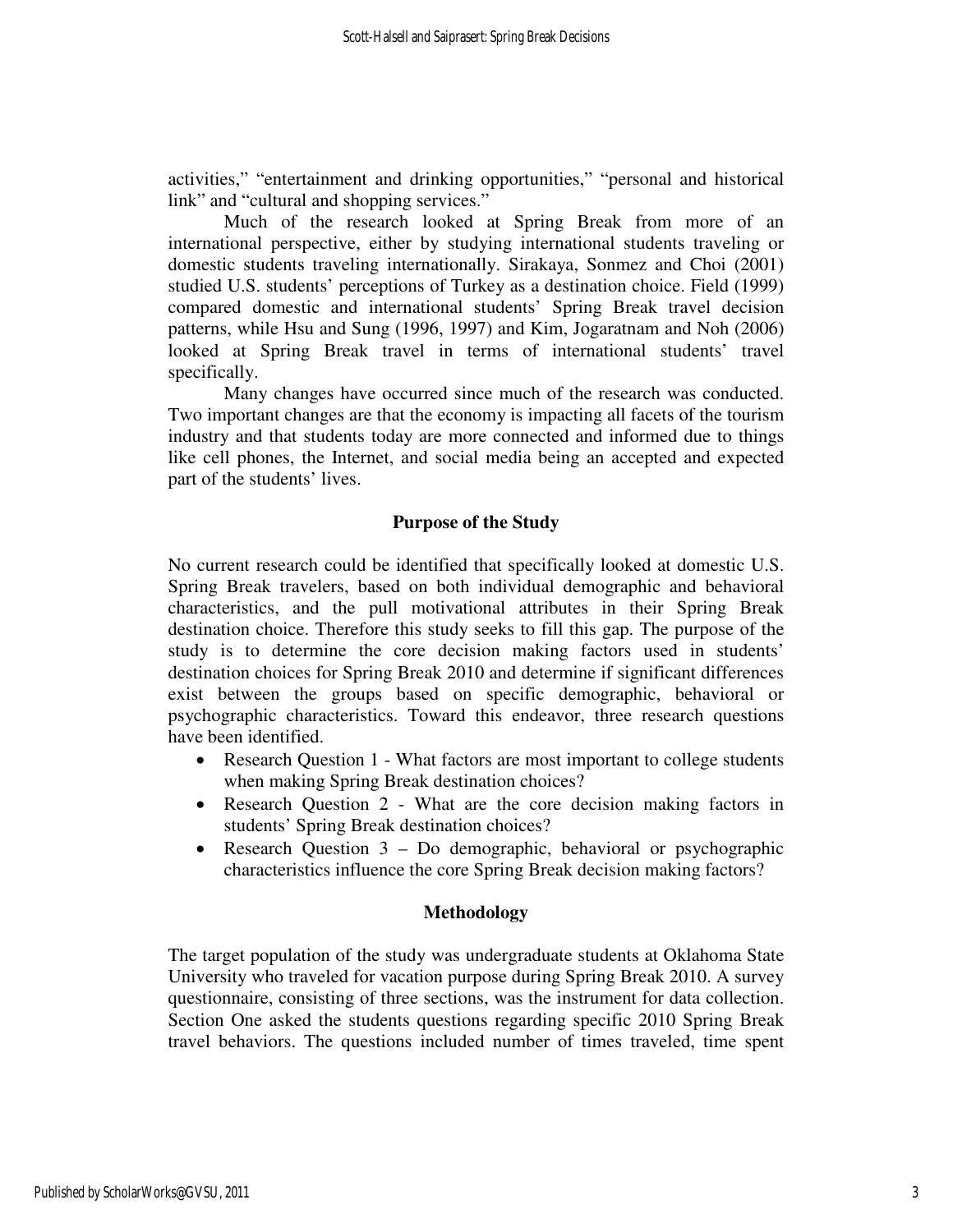activities," "entertainment and drinking opportunities," "personal and historical link" and "cultural and shopping services."

Much of the research looked at Spring Break from more of an international perspective, either by studying international students traveling or domestic students traveling internationally. Sirakaya, Sonmez and Choi (2001) studied U.S. students' perceptions of Turkey as a destination choice. Field (1999) compared domestic and international students' Spring Break travel decision patterns, while Hsu and Sung (1996, 1997) and Kim, Jogaratnam and Noh (2006) looked at Spring Break travel in terms of international students' travel specifically.

Many changes have occurred since much of the research was conducted. Two important changes are that the economy is impacting all facets of the tourism industry and that students today are more connected and informed due to things like cell phones, the Internet, and social media being an accepted and expected part of the students' lives.

## Purpose of the Study

No current research could be identified that specifically looked at domestic U.S. Spring Break travelers, based on both individual demographic and behavioral characteristics, and the pull motivational attributes in their Spring Break destination choice. Therefore this study seeks to fill this gap. The purpose of the study is to determine the core decision making factors used in students' destination choices for Spring Break 2010 and determine if significant differences exist between the groups based on specific demographic, behavioral or psychographic characteristics. Toward this endeavor, three research questions have been identified.

- Research Question 1 - What factors are most important to college students when making Spring Break destination choices?
- Research Question 2 - What are the core decision making factors in students' Spring Break destination choices?
- Research Question 3 – Do demographic, behavioral or psychographic characteristics influence the core Spring Break decision making factors?

## Methodology

The target population of the study was undergraduate students at Oklahoma State University who traveled for vacation purpose during Spring Break 2010. A survey questionnaire, consisting of three sections, was the instrument for data collection. Section One asked the students questions regarding specific 2010 Spring Break travel behaviors. The questions included number of times traveled, time spent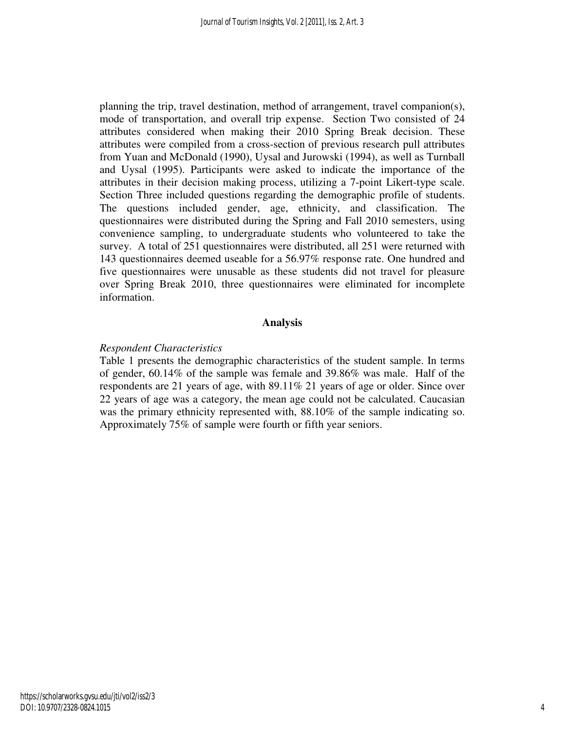planning the trip, travel destination, method of arrangement, travel companion(s), mode of transportation, and overall trip expense. Section Two consisted of 24 attributes considered when making their 2010 Spring Break decision. These attributes were compiled from a cross-section of previous research pull attributes from Yuan and McDonald (1990), Uysal and Jurowski (1994), as well as Turnball and Uysal (1995). Participants were asked to indicate the importance of the attributes in their decision making process, utilizing a 7-point Likert-type scale. Section Three included questions regarding the demographic profile of students. The questions included gender, age, ethnicity, and classification. The questionnaires were distributed during the Spring and Fall 2010 semesters, using convenience sampling, to undergraduate students who volunteered to take the survey. A total of 251 questionnaires were distributed, all 251 were returned with 143 questionnaires deemed useable for a 56.97% response rate. One hundred and five questionnaires were unusable as these students did not travel for pleasure over Spring Break 2010, three questionnaires were eliminated for incomplete information.

## Analysis

*Respondent Characteristics*

Table 1 presents the demographic characteristics of the student sample. In terms of gender, 60.14% of the sample was female and 39.86% was male. Half of the respondents are 21 years of age, with 89.11% 21 years of age or older. Since over 22 years of age was a category, the mean age could not be calculated. Caucasian was the primary ethnicity represented with, 88.10% of the sample indicating so. Approximately 75% of sample were fourth or fifth year seniors.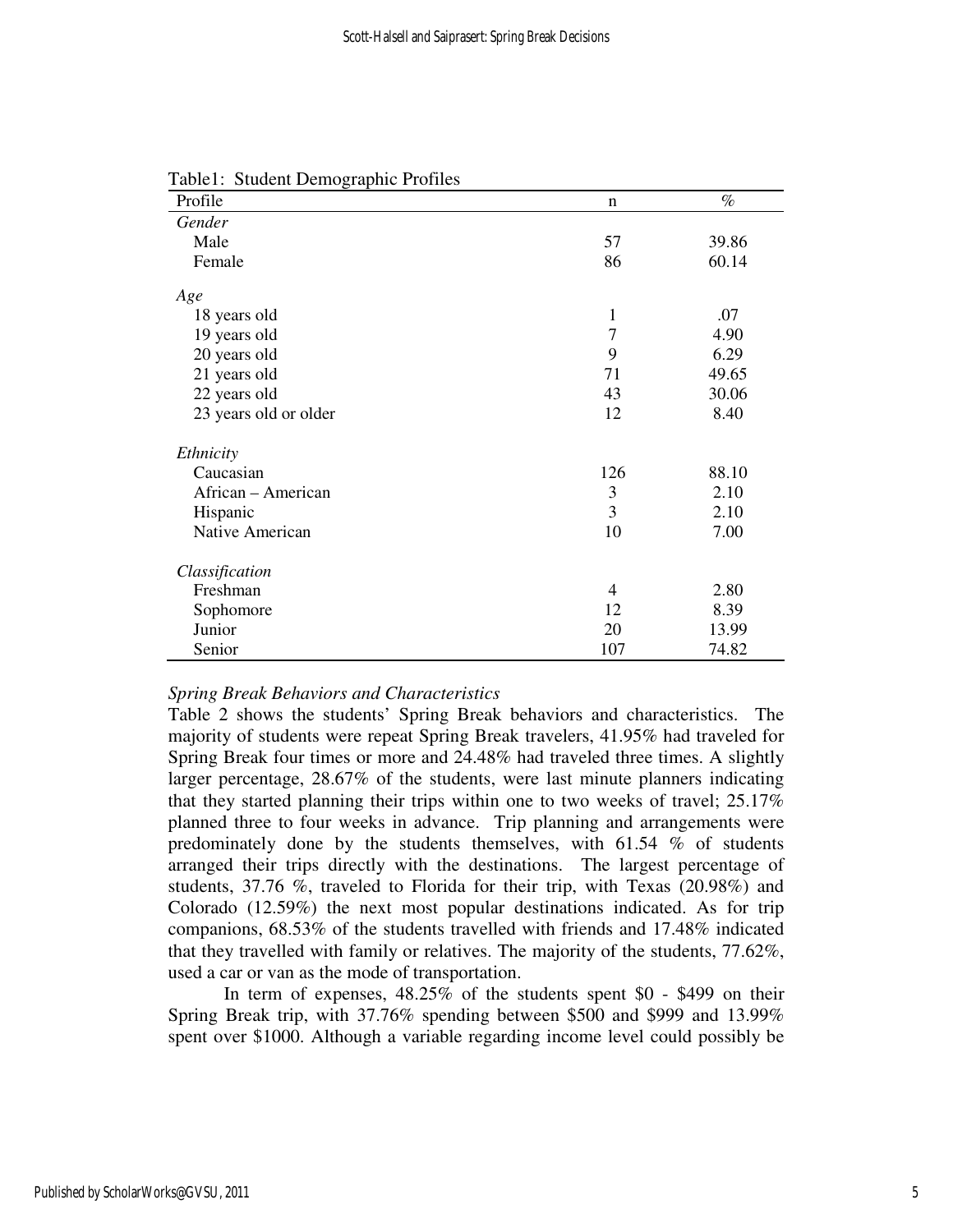Table1: Student Demographic Profiles

| Profile | n | % |
|---|---|---|
| *Gender* | | |
| Male | 57 | 39.86 |
| Female | 86 | 60.14 |
| *Age* | | |
| 18 years old | 1 | .07 |
| 19 years old | 7 | 4.90 |
| 20 years old | 9 | 6.29 |
| 21 years old | 71 | 49.65 |
| 22 years old | 43 | 30.06 |
| 23 years old or older | 12 | 8.40 |
| *Ethnicity* | | |
| Caucasian | 126 | 88.10 |
| African – American | 3 | 2.10 |
| Hispanic | 3 | 2.10 |
| Native American | 10 | 7.00 |
| *Classification* | | |
| Freshman | 4 | 2.80 |
| Sophomore | 12 | 8.39 |
| Junior | 20 | 13.99 |
| Senior | 107 | 74.82 |

*Spring Break Behaviors and Characteristics*

Table 2 shows the students' Spring Break behaviors and characteristics. The majority of students were repeat Spring Break travelers, 41.95% had traveled for Spring Break four times or more and 24.48% had traveled three times. A slightly larger percentage, 28.67% of the students, were last minute planners indicating that they started planning their trips within one to two weeks of travel; 25.17% planned three to four weeks in advance. Trip planning and arrangements were predominately done by the students themselves, with 61.54 % of students arranged their trips directly with the destinations. The largest percentage of students, 37.76 %, traveled to Florida for their trip, with Texas (20.98%) and Colorado (12.59%) the next most popular destinations indicated. As for trip companions, 68.53% of the students travelled with friends and 17.48% indicated that they travelled with family or relatives. The majority of the students, 77.62%, used a car or van as the mode of transportation.

In term of expenses, 48.25% of the students spent \$0 - \$499 on their Spring Break trip, with 37.76% spending between \$500 and \$999 and 13.99% spent over \$1000. Although a variable regarding income level could possibly be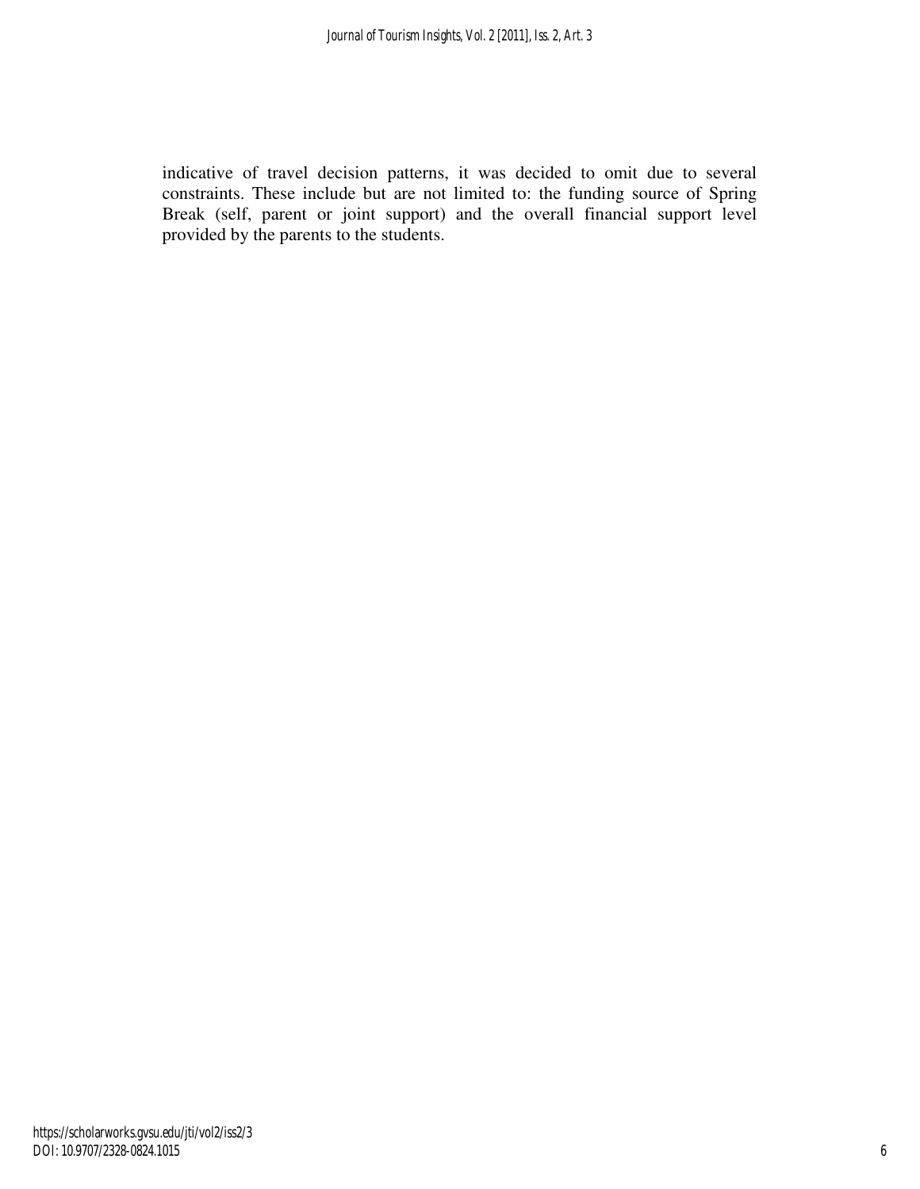indicative of travel decision patterns, it was decided to omit due to several constraints. These include but are not limited to: the funding source of Spring Break (self, parent or joint support) and the overall financial support level provided by the parents to the students.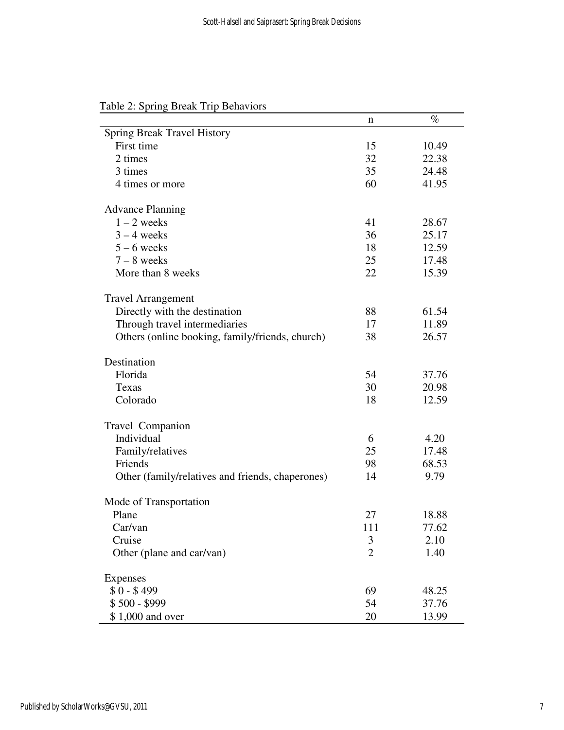Table 2: Spring Break Trip Behaviors

| | n | % |
|---|---|---|
| Spring Break Travel History | | |
| First time | 15 | 10.49 |
| 2 times | 32 | 22.38 |
| 3 times | 35 | 24.48 |
| 4 times or more | 60 | 41.95 |
| Advance Planning | | |
| 1 – 2 weeks | 41 | 28.67 |
| 3 – 4 weeks | 36 | 25.17 |
| 5 – 6 weeks | 18 | 12.59 |
| 7 – 8 weeks | 25 | 17.48 |
| More than 8 weeks | 22 | 15.39 |
| Travel Arrangement | | |
| Directly with the destination | 88 | 61.54 |
| Through travel intermediaries | 17 | 11.89 |
| Others (online booking, family/friends, church) | 38 | 26.57 |
| Destination | | |
| Florida | 54 | 37.76 |
| Texas | 30 | 20.98 |
| Colorado | 18 | 12.59 |
| Travel Companion | | |
| Individual | 6 | 4.20 |
| Family/relatives | 25 | 17.48 |
| Friends | 98 | 68.53 |
| Other (family/relatives and friends, chaperones) | 14 | 9.79 |
| Mode of Transportation | | |
| Plane | 27 | 18.88 |
| Car/van | 111 | 77.62 |
| Cruise | 3 | 2.10 |
| Other (plane and car/van) | 2 | 1.40 |
| Expenses | | |
| $ 0 - $ 499 | 69 | 48.25 |
| $ 500 - $999 | 54 | 37.76 |
| $ 1,000 and over | 20 | 13.99 |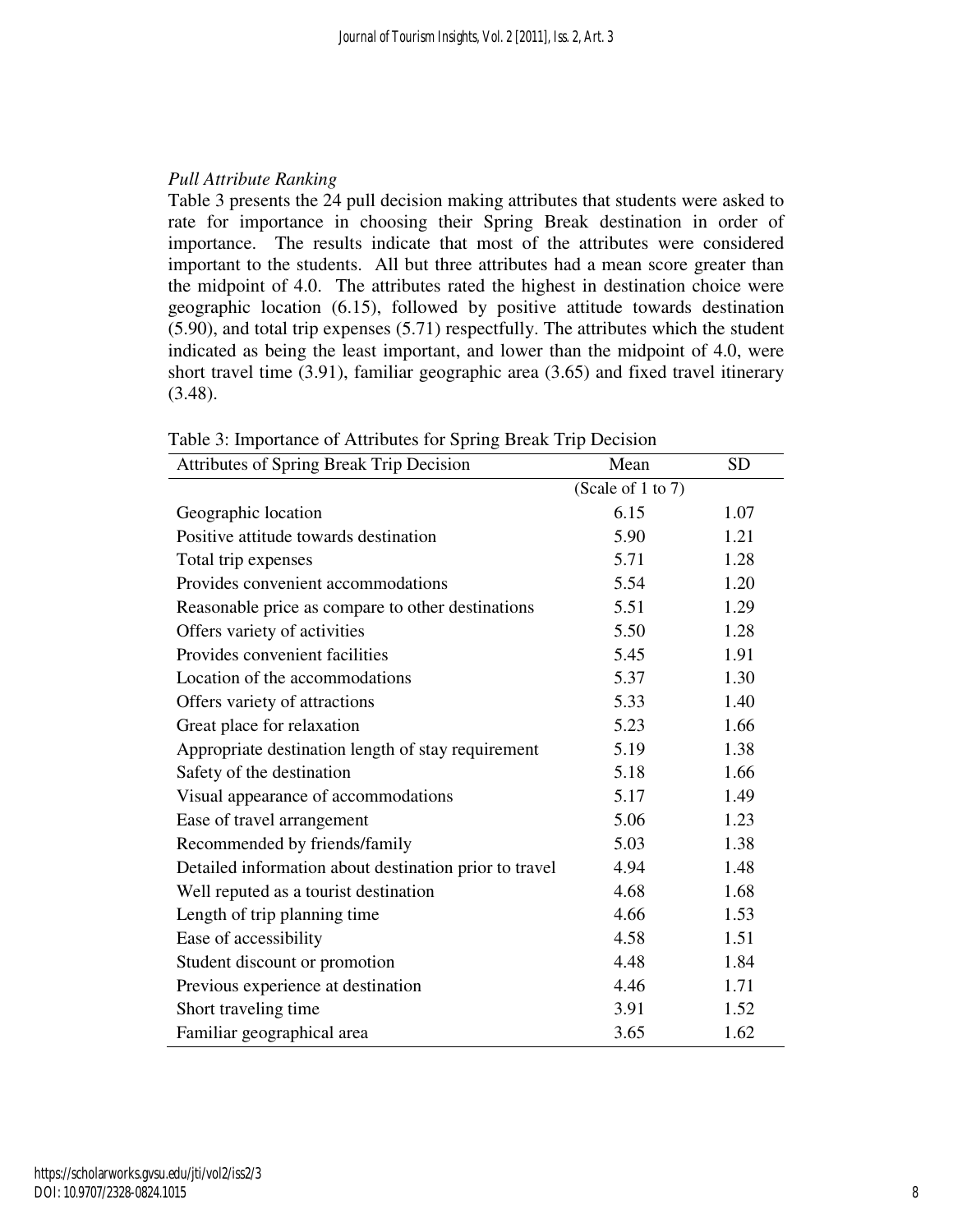*Pull Attribute Ranking*

Table 3 presents the 24 pull decision making attributes that students were asked to rate for importance in choosing their Spring Break destination in order of importance. The results indicate that most of the attributes were considered important to the students. All but three attributes had a mean score greater than the midpoint of 4.0. The attributes rated the highest in destination choice were geographic location (6.15), followed by positive attitude towards destination (5.90), and total trip expenses (5.71) respectfully. The attributes which the student indicated as being the least important, and lower than the midpoint of 4.0, were short travel time (3.91), familiar geographic area (3.65) and fixed travel itinerary (3.48).

Table 3: Importance of Attributes for Spring Break Trip Decision

| Attributes of Spring Break Trip Decision | Mean | SD |
|---|---|---|
| | (Scale of 1 to 7) | |
| Geographic location | 6.15 | 1.07 |
| Positive attitude towards destination | 5.90 | 1.21 |
| Total trip expenses | 5.71 | 1.28 |
| Provides convenient accommodations | 5.54 | 1.20 |
| Reasonable price as compare to other destinations | 5.51 | 1.29 |
| Offers variety of activities | 5.50 | 1.28 |
| Provides convenient facilities | 5.45 | 1.91 |
| Location of the accommodations | 5.37 | 1.30 |
| Offers variety of attractions | 5.33 | 1.40 |
| Great place for relaxation | 5.23 | 1.66 |
| Appropriate destination length of stay requirement | 5.19 | 1.38 |
| Safety of the destination | 5.18 | 1.66 |
| Visual appearance of accommodations | 5.17 | 1.49 |
| Ease of travel arrangement | 5.06 | 1.23 |
| Recommended by friends/family | 5.03 | 1.38 |
| Detailed information about destination prior to travel | 4.94 | 1.48 |
| Well reputed as a tourist destination | 4.68 | 1.68 |
| Length of trip planning time | 4.66 | 1.53 |
| Ease of accessibility | 4.58 | 1.51 |
| Student discount or promotion | 4.48 | 1.84 |
| Previous experience at destination | 4.46 | 1.71 |
| Short traveling time | 3.91 | 1.52 |
| Familiar geographical area | 3.65 | 1.62 |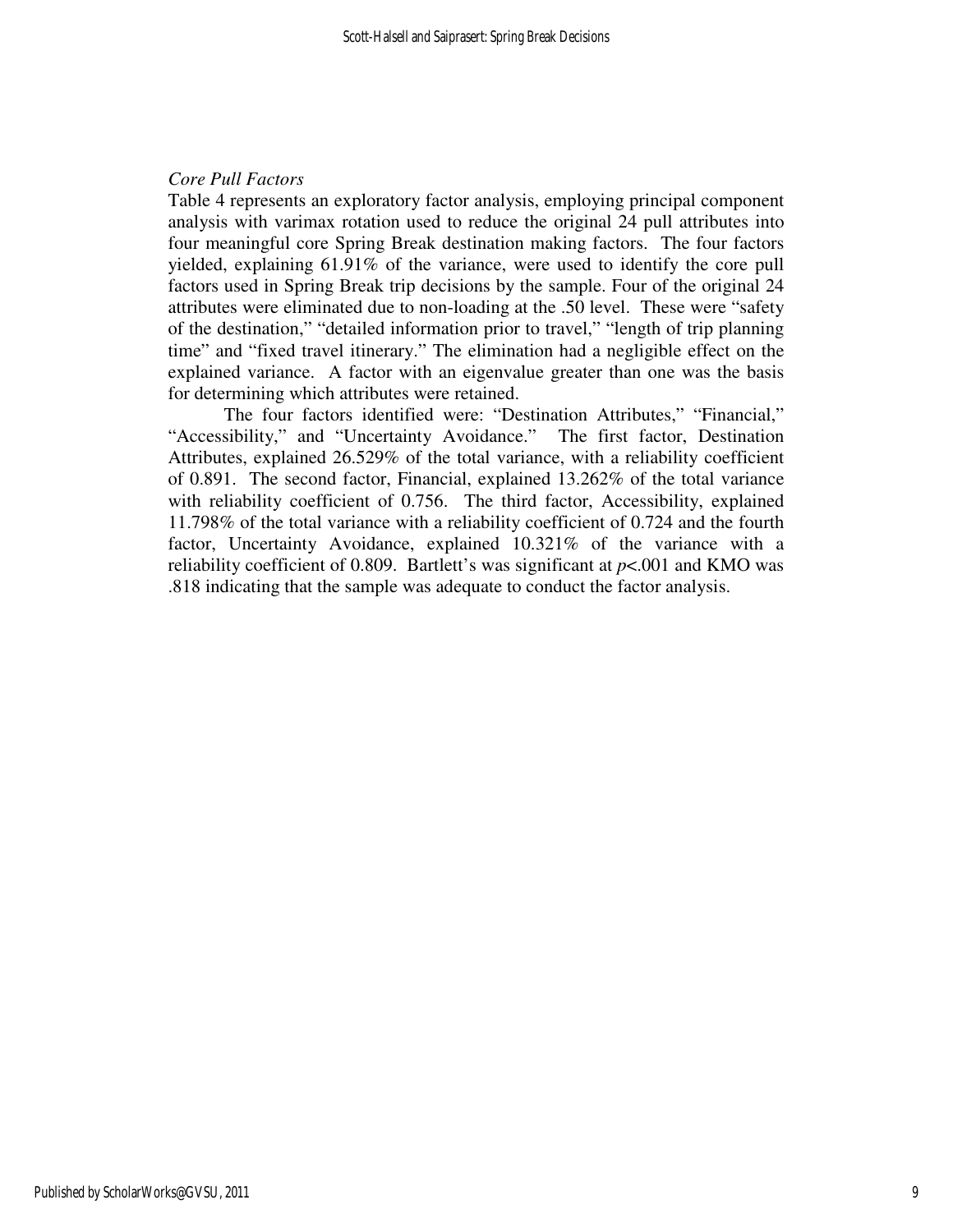*Core Pull Factors*

Table 4 represents an exploratory factor analysis, employing principal component analysis with varimax rotation used to reduce the original 24 pull attributes into four meaningful core Spring Break destination making factors. The four factors yielded, explaining 61.91% of the variance, were used to identify the core pull factors used in Spring Break trip decisions by the sample. Four of the original 24 attributes were eliminated due to non-loading at the .50 level. These were "safety of the destination," "detailed information prior to travel," "length of trip planning time" and "fixed travel itinerary." The elimination had a negligible effect on the explained variance. A factor with an eigenvalue greater than one was the basis for determining which attributes were retained.

The four factors identified were: "Destination Attributes," "Financial," "Accessibility," and "Uncertainty Avoidance." The first factor, Destination Attributes, explained 26.529% of the total variance, with a reliability coefficient of 0.891. The second factor, Financial, explained 13.262% of the total variance with reliability coefficient of 0.756. The third factor, Accessibility, explained 11.798% of the total variance with a reliability coefficient of 0.724 and the fourth factor, Uncertainty Avoidance, explained 10.321% of the variance with a reliability coefficient of 0.809. Bartlett's was significant at $p<.001$ and KMO was .818 indicating that the sample was adequate to conduct the factor analysis.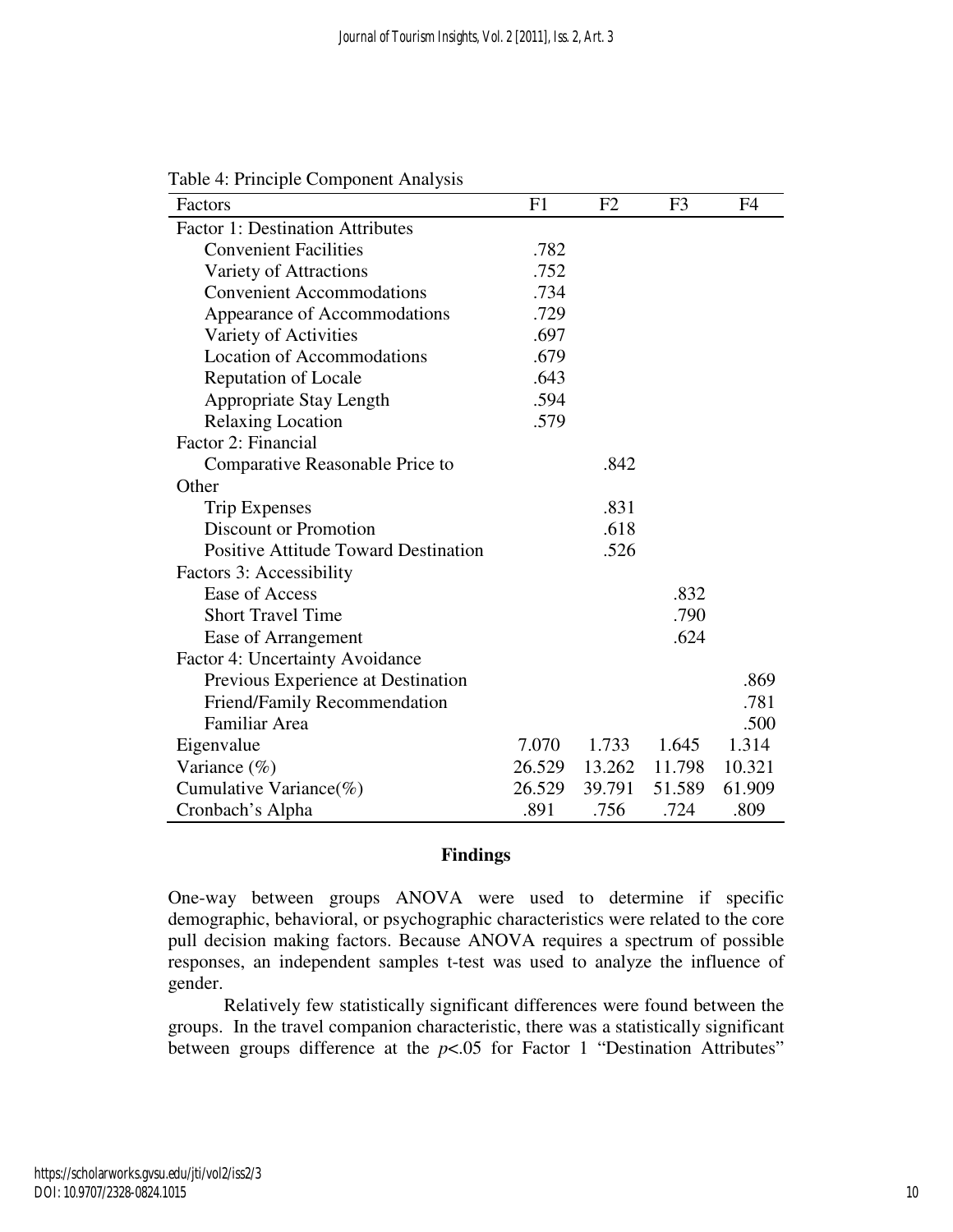Table 4: Principle Component Analysis

| Factors | F1 | F2 | F3 | F4 |
|---|---|---|---|---|
| Factor 1: Destination Attributes | | | | |
| Convenient Facilities | .782 | | | |
| Variety of Attractions | .752 | | | |
| Convenient Accommodations | .734 | | | |
| Appearance of Accommodations | .729 | | | |
| Variety of Activities | .697 | | | |
| Location of Accommodations | .679 | | | |
| Reputation of Locale | .643 | | | |
| Appropriate Stay Length | .594 | | | |
| Relaxing Location | .579 | | | |
| Factor 2: Financial | | | | |
| Comparative Reasonable Price to Other | | .842 | | |
| Trip Expenses | | .831 | | |
| Discount or Promotion | | .618 | | |
| Positive Attitude Toward Destination | | .526 | | |
| Factors 3: Accessibility | | | | |
| Ease of Access | | | .832 | |
| Short Travel Time | | | .790 | |
| Ease of Arrangement | | | .624 | |
| Factor 4: Uncertainty Avoidance | | | | |
| Previous Experience at Destination | | | | .869 |
| Friend/Family Recommendation | | | | .781 |
| Familiar Area | | | | .500 |
| Eigenvalue | 7.070 | 1.733 | 1.645 | 1.314 |
| Variance (%) | 26.529 | 13.262 | 11.798 | 10.321 |
| Cumulative Variance(%) | 26.529 | 39.791 | 51.589 | 61.909 |
| Cronbach's Alpha | .891 | .756 | .724 | .809 |

## Findings

One-way between groups ANOVA were used to determine if specific demographic, behavioral, or psychographic characteristics were related to the core pull decision making factors. Because ANOVA requires a spectrum of possible responses, an independent samples t-test was used to analyze the influence of gender.

Relatively few statistically significant differences were found between the groups. In the travel companion characteristic, there was a statistically significant between groups difference at the $p<.05$ for Factor 1 "Destination Attributes"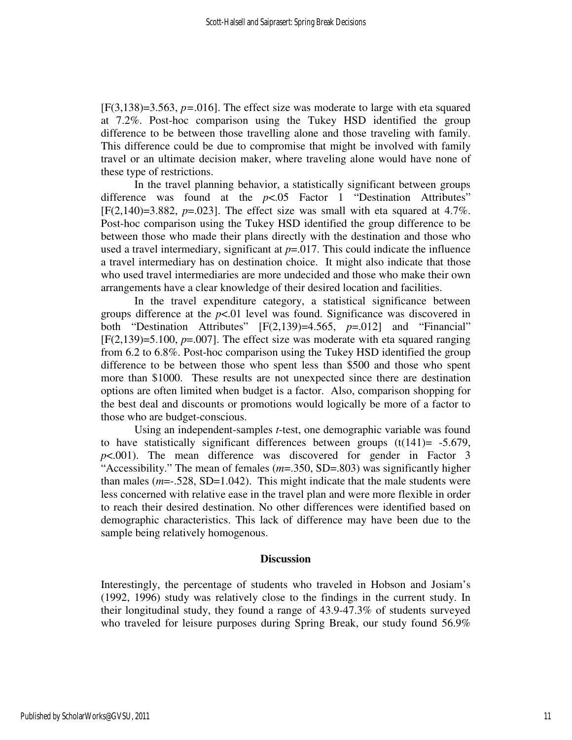[$F(3,138)=3.563$, $p=.016$]. The effect size was moderate to large with eta squared at 7.2%. Post-hoc comparison using the Tukey HSD identified the group difference to be between those travelling alone and those traveling with family. This difference could be due to compromise that might be involved with family travel or an ultimate decision maker, where traveling alone would have none of these type of restrictions.

In the travel planning behavior, a statistically significant between groups difference was found at the $p<.05$ Factor 1 "Destination Attributes" [$F(2,140)=3.882$, $p=.023$]. The effect size was small with eta squared at 4.7%. Post-hoc comparison using the Tukey HSD identified the group difference to be between those who made their plans directly with the destination and those who used a travel intermediary, significant at $p=.017$. This could indicate the influence a travel intermediary has on destination choice. It might also indicate that those who used travel intermediaries are more undecided and those who make their own arrangements have a clear knowledge of their desired location and facilities.

In the travel expenditure category, a statistical significance between groups difference at the $p<.01$ level was found. Significance was discovered in both "Destination Attributes" [$F(2,139)=4.565$, $p=.012$] and "Financial" [$F(2,139)=5.100$, $p=.007$]. The effect size was moderate with eta squared ranging from 6.2 to 6.8%. Post-hoc comparison using the Tukey HSD identified the group difference to be between those who spent less than \$500 and those who spent more than \$1000. These results are not unexpected since there are destination options are often limited when budget is a factor. Also, comparison shopping for the best deal and discounts or promotions would logically be more of a factor to those who are budget-conscious.

Using an independent-samples *t*-test, one demographic variable was found to have statistically significant differences between groups ($t(141)= -5.679$, $p<.001$). The mean difference was discovered for gender in Factor 3 "Accessibility." The mean of females ($m=.350$, $SD=.803$) was significantly higher than males ($m=-.528$, $SD=1.042$). This might indicate that the male students were less concerned with relative ease in the travel plan and were more flexible in order to reach their desired destination. No other differences were identified based on demographic characteristics. This lack of difference may have been due to the sample being relatively homogenous.

## Discussion

Interestingly, the percentage of students who traveled in Hobson and Josiam's (1992, 1996) study was relatively close to the findings in the current study. In their longitudinal study, they found a range of 43.9-47.3% of students surveyed who traveled for leisure purposes during Spring Break, our study found 56.9%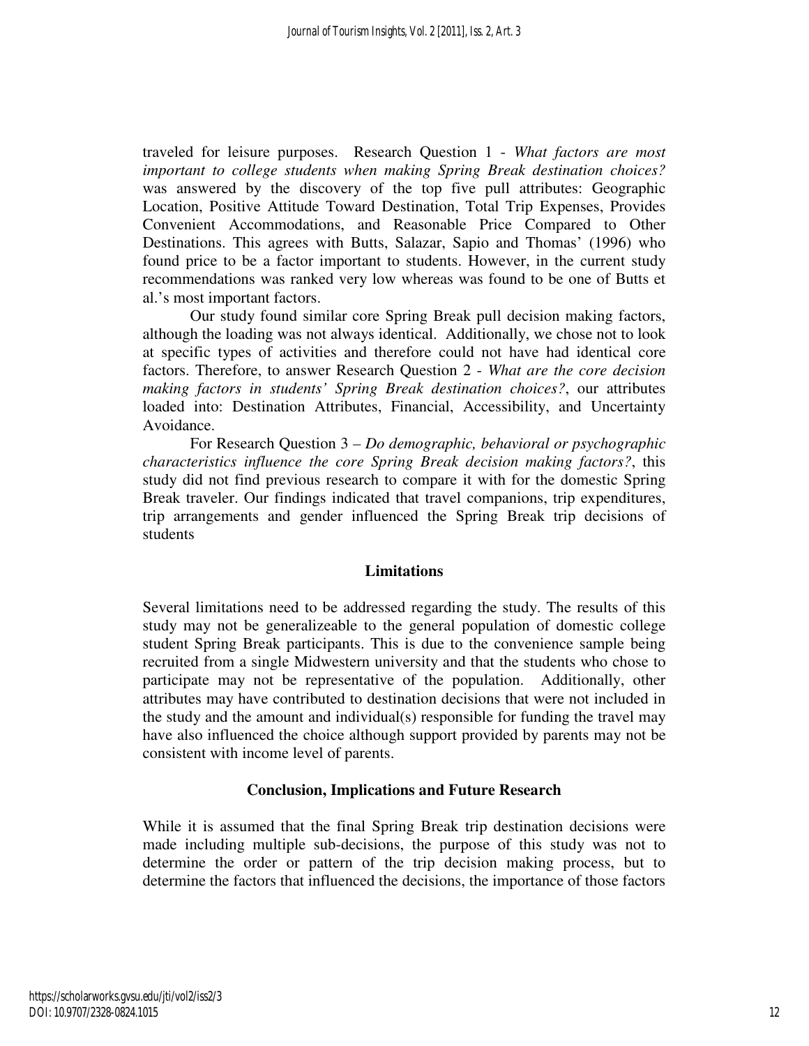traveled for leisure purposes. Research Question 1 - *What factors are most important to college students when making Spring Break destination choices?* was answered by the discovery of the top five pull attributes: Geographic Location, Positive Attitude Toward Destination, Total Trip Expenses, Provides Convenient Accommodations, and Reasonable Price Compared to Other Destinations. This agrees with Butts, Salazar, Sapio and Thomas' (1996) who found price to be a factor important to students. However, in the current study recommendations was ranked very low whereas was found to be one of Butts et al.'s most important factors.

Our study found similar core Spring Break pull decision making factors, although the loading was not always identical. Additionally, we chose not to look at specific types of activities and therefore could not have had identical core factors. Therefore, to answer Research Question 2 - *What are the core decision making factors in students' Spring Break destination choices?*, our attributes loaded into: Destination Attributes, Financial, Accessibility, and Uncertainty Avoidance.

For Research Question 3 – *Do demographic, behavioral or psychographic characteristics influence the core Spring Break decision making factors?*, this study did not find previous research to compare it with for the domestic Spring Break traveler. Our findings indicated that travel companions, trip expenditures, trip arrangements and gender influenced the Spring Break trip decisions of students

## Limitations

Several limitations need to be addressed regarding the study. The results of this study may not be generalizeable to the general population of domestic college student Spring Break participants. This is due to the convenience sample being recruited from a single Midwestern university and that the students who chose to participate may not be representative of the population. Additionally, other attributes may have contributed to destination decisions that were not included in the study and the amount and individual(s) responsible for funding the travel may have also influenced the choice although support provided by parents may not be consistent with income level of parents.

## Conclusion, Implications and Future Research

While it is assumed that the final Spring Break trip destination decisions were made including multiple sub-decisions, the purpose of this study was not to determine the order or pattern of the trip decision making process, but to determine the factors that influenced the decisions, the importance of those factors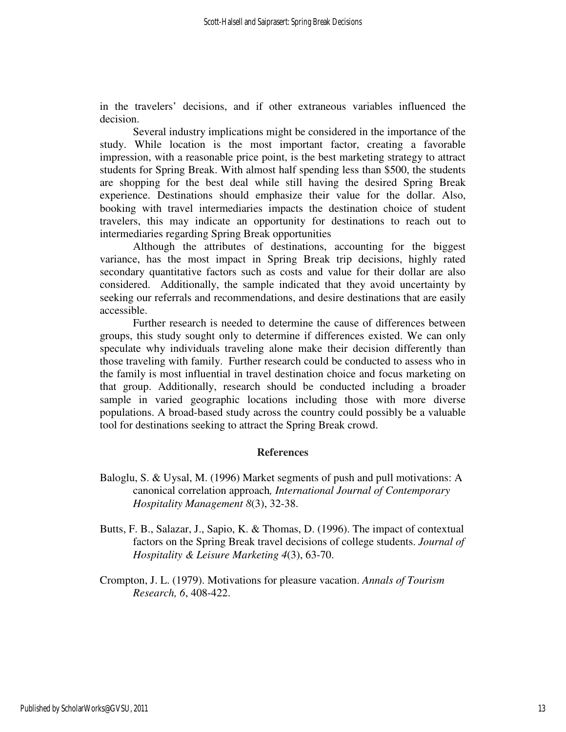in the travelers' decisions, and if other extraneous variables influenced the decision.

Several industry implications might be considered in the importance of the study. While location is the most important factor, creating a favorable impression, with a reasonable price point, is the best marketing strategy to attract students for Spring Break. With almost half spending less than $500, the students are shopping for the best deal while still having the desired Spring Break experience. Destinations should emphasize their value for the dollar. Also, booking with travel intermediaries impacts the destination choice of student travelers, this may indicate an opportunity for destinations to reach out to intermediaries regarding Spring Break opportunities

Although the attributes of destinations, accounting for the biggest variance, has the most impact in Spring Break trip decisions, highly rated secondary quantitative factors such as costs and value for their dollar are also considered. Additionally, the sample indicated that they avoid uncertainty by seeking our referrals and recommendations, and desire destinations that are easily accessible.

Further research is needed to determine the cause of differences between groups, this study sought only to determine if differences existed. We can only speculate why individuals traveling alone make their decision differently than those traveling with family. Further research could be conducted to assess who in the family is most influential in travel destination choice and focus marketing on that group. Additionally, research should be conducted including a broader sample in varied geographic locations including those with more diverse populations. A broad-based study across the country could possibly be a valuable tool for destinations seeking to attract the Spring Break crowd.

## References

Baloglu, S. & Uysal, M. (1996) Market segments of push and pull motivations: A canonical correlation approach*, International Journal of Contemporary Hospitality Management 8*(3), 32-38.

Butts, F. B., Salazar, J., Sapio, K. & Thomas, D. (1996). The impact of contextual factors on the Spring Break travel decisions of college students. *Journal of Hospitality & Leisure Marketing 4*(3), 63-70.

Crompton, J. L. (1979). Motivations for pleasure vacation. *Annals of Tourism Research, 6*, 408-422.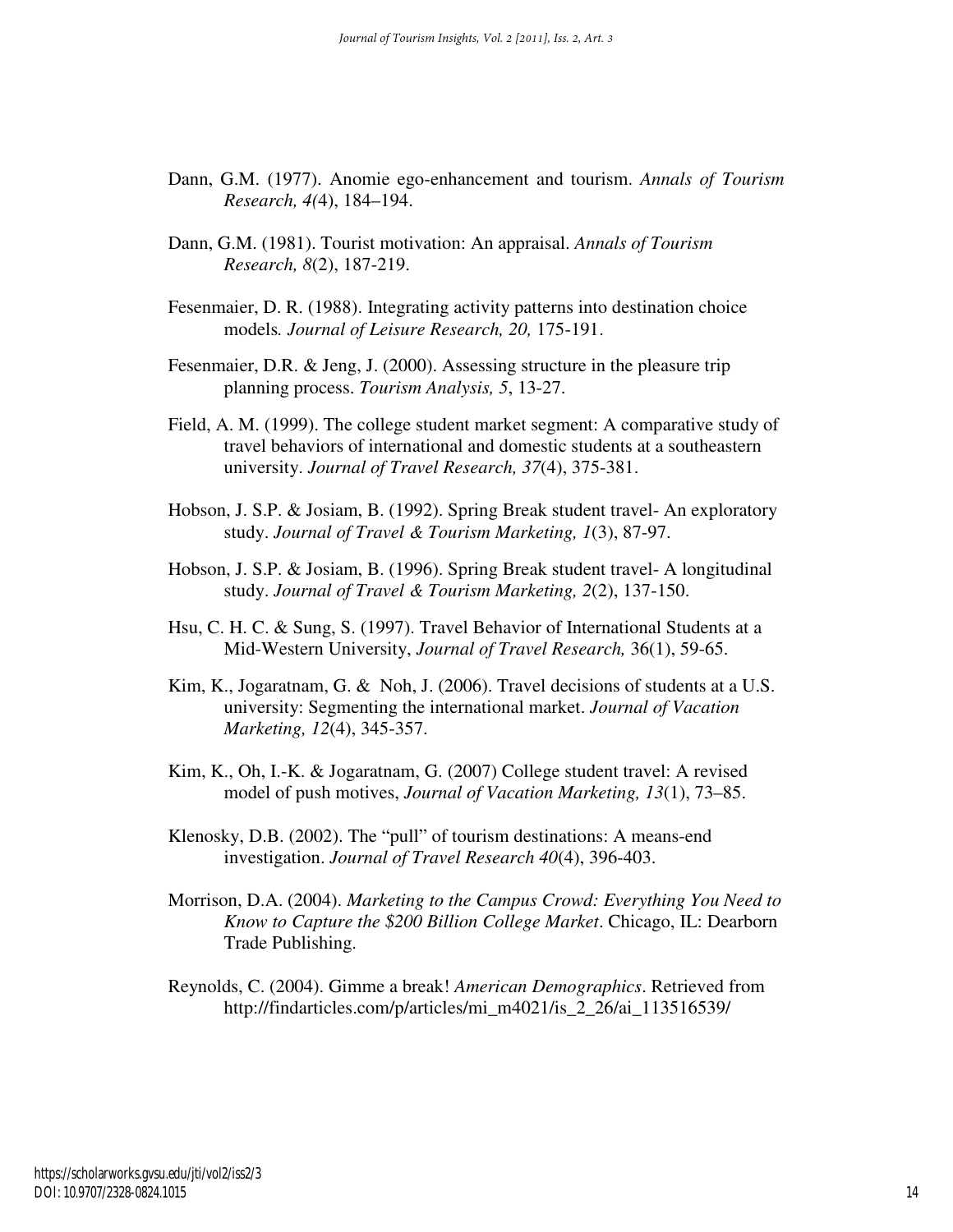Dann, G.M. (1977). Anomie ego-enhancement and tourism. *Annals of Tourism Research, 4(*4), 184–194.

Dann, G.M. (1981). Tourist motivation: An appraisal. *Annals of Tourism Research, 8*(2), 187-219.

Fesenmaier, D. R. (1988). Integrating activity patterns into destination choice models*. Journal of Leisure Research, 20,* 175-191.

Fesenmaier, D.R. & Jeng, J. (2000). Assessing structure in the pleasure trip planning process. *Tourism Analysis, 5*, 13-27.

Field, A. M. (1999). The college student market segment: A comparative study of travel behaviors of international and domestic students at a southeastern university. *Journal of Travel Research, 37*(4), 375-381.

Hobson, J. S.P. & Josiam, B. (1992). Spring Break student travel- An exploratory study. *Journal of Travel & Tourism Marketing, 1*(3), 87-97.

Hobson, J. S.P. & Josiam, B. (1996). Spring Break student travel- A longitudinal study. *Journal of Travel & Tourism Marketing, 2*(2), 137-150.

Hsu, C. H. C. & Sung, S. (1997). Travel Behavior of International Students at a Mid-Western University, *Journal of Travel Research,* 36(1), 59-65.

Kim, K., Jogaratnam, G. & Noh, J. (2006). Travel decisions of students at a U.S. university: Segmenting the international market. *Journal of Vacation Marketing, 12*(4), 345-357.

Kim, K., Oh, I.-K. & Jogaratnam, G. (2007) College student travel: A revised model of push motives, *Journal of Vacation Marketing, 13*(1), 73–85.

Klenosky, D.B. (2002). The "pull" of tourism destinations: A means-end investigation. *Journal of Travel Research 40*(4), 396-403.

Morrison, D.A. (2004). *Marketing to the Campus Crowd: Everything You Need to Know to Capture the $200 Billion College Market*. Chicago, IL: Dearborn Trade Publishing.

Reynolds, C. (2004). Gimme a break! *American Demographics*. Retrieved from http://findarticles.com/p/articles/mi_m4021/is_2_26/ai_113516539/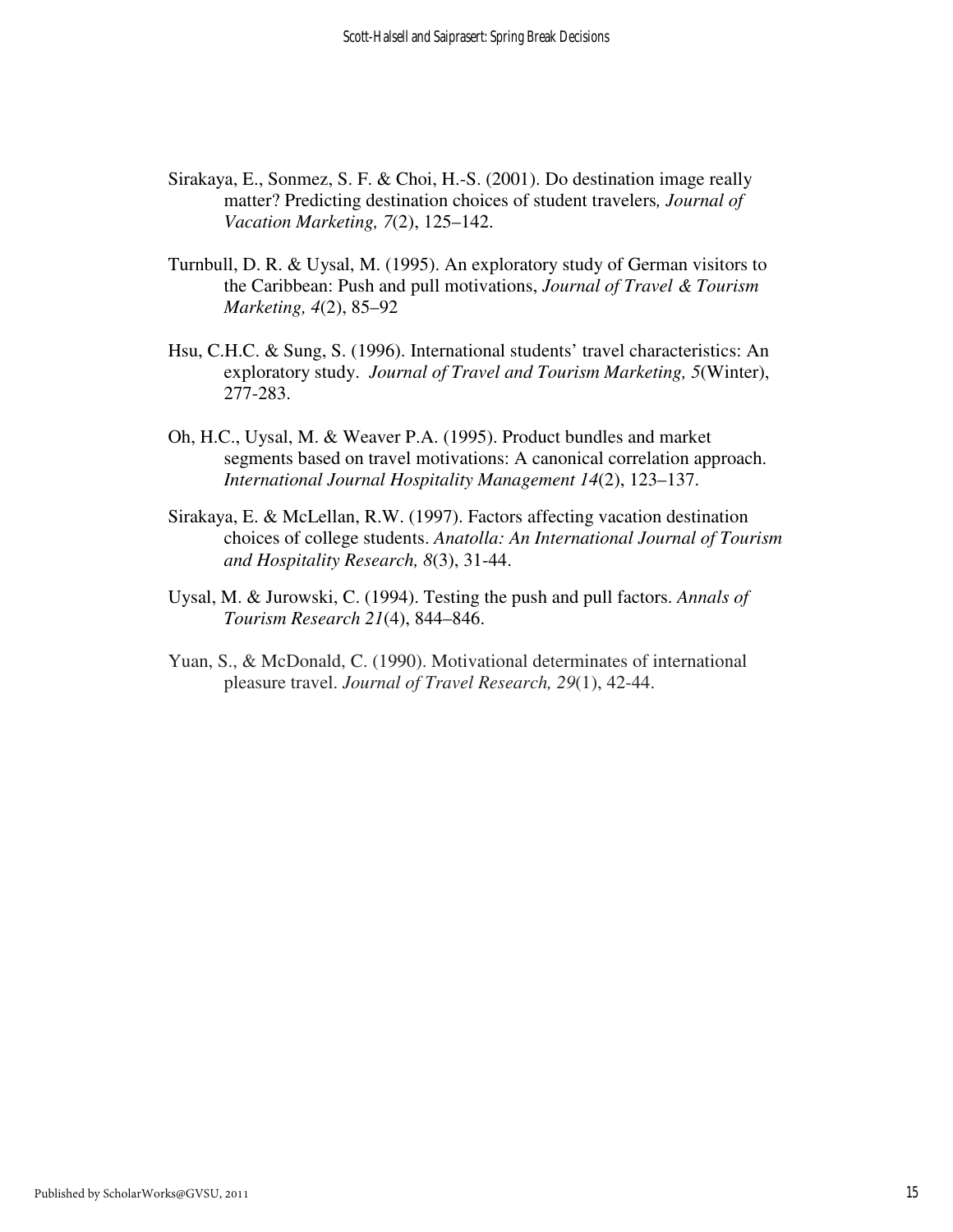Sirakaya, E., Sonmez, S. F. & Choi, H.-S. (2001). Do destination image really matter? Predicting destination choices of student travelers*, Journal of Vacation Marketing, 7*(2), 125–142.

Turnbull, D. R. & Uysal, M. (1995). An exploratory study of German visitors to the Caribbean: Push and pull motivations, *Journal of Travel & Tourism Marketing, 4*(2), 85–92

Hsu, C.H.C. & Sung, S. (1996). International students' travel characteristics: An exploratory study. *Journal of Travel and Tourism Marketing, 5*(Winter), 277-283.

Oh, H.C., Uysal, M. & Weaver P.A. (1995). Product bundles and market segments based on travel motivations: A canonical correlation approach. *International Journal Hospitality Management 14*(2), 123–137.

Sirakaya, E. & McLellan, R.W. (1997). Factors affecting vacation destination choices of college students. *Anatolla: An International Journal of Tourism and Hospitality Research, 8*(3), 31-44.

Uysal, M. & Jurowski, C. (1994). Testing the push and pull factors. *Annals of Tourism Research 21*(4), 844–846.

Yuan, S., & McDonald, C. (1990). Motivational determinates of international pleasure travel. *Journal of Travel Research, 29*(1), 42-44.